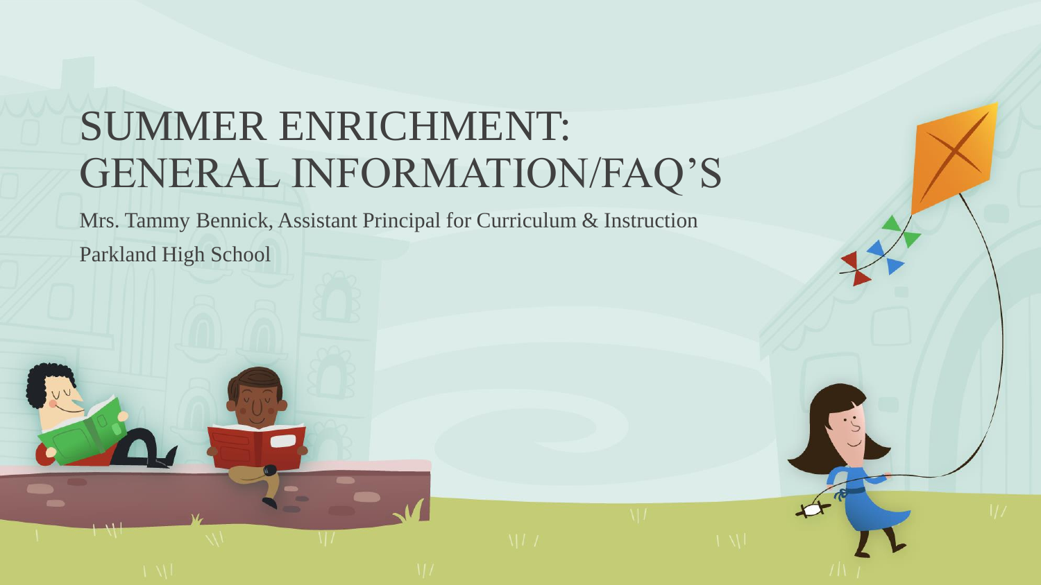# SUMMER ENRICHMENT: GENERAL INFORMATION/FAQ'S

Mrs. Tammy Bennick, Assistant Principal for Curriculum & Instruction

Parkland High School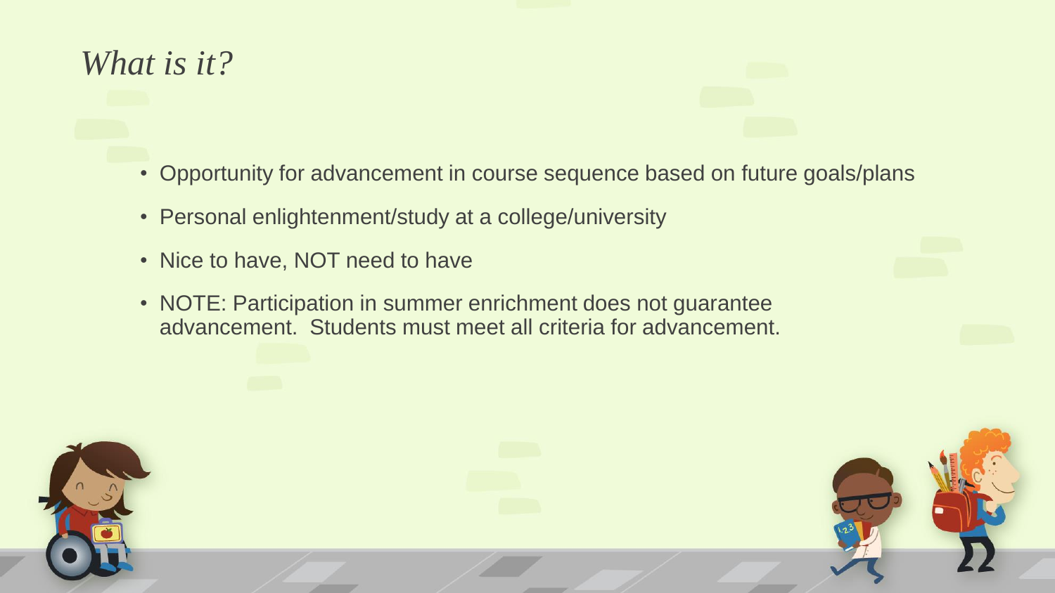# *What is it?*

- Opportunity for advancement in course sequence based on future goals/plans
- Personal enlightenment/study at a college/university
- Nice to have, NOT need to have
- NOTE: Participation in summer enrichment does not guarantee advancement. Students must meet all criteria for advancement.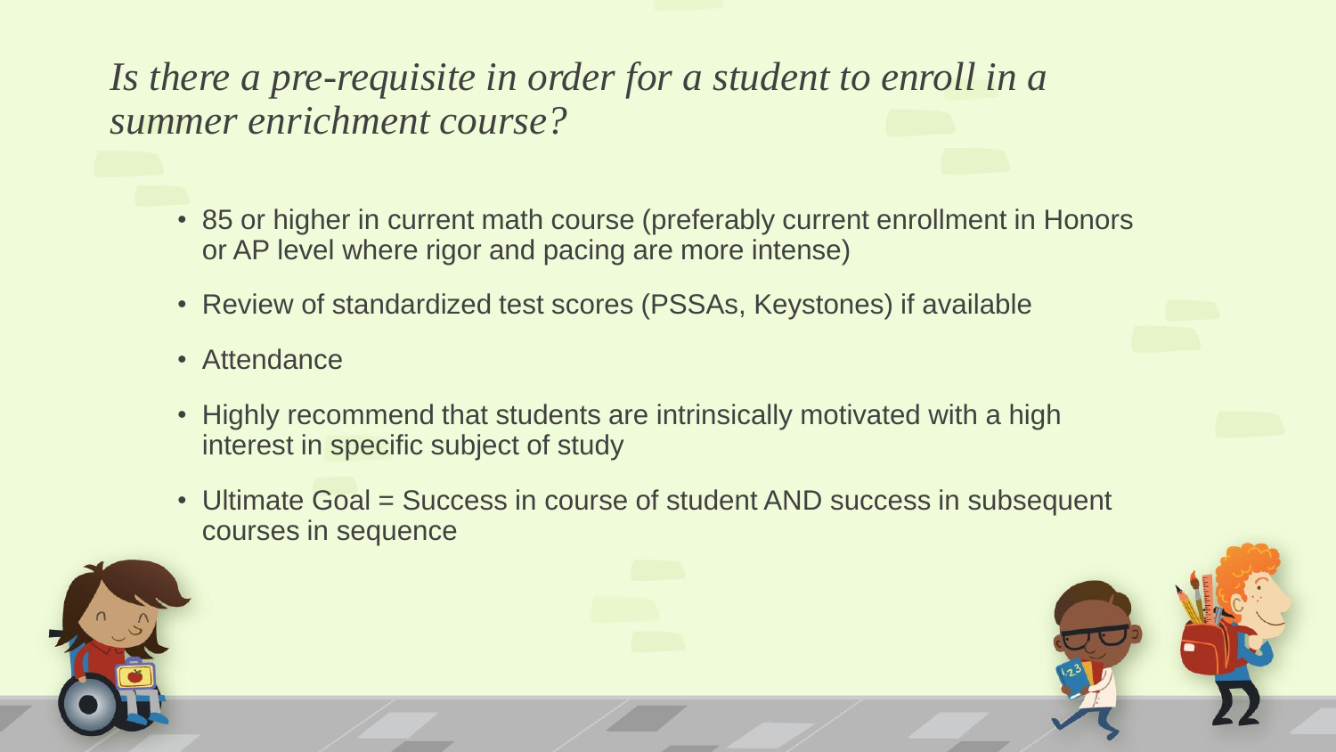## *Is there a pre-requisite in order for a student to enroll in a summer enrichment course?*

- 85 or higher in current math course (preferably current enrollment in Honors or AP level where rigor and pacing are more intense)
- Review of standardized test scores (PSSAs, Keystones) if available
- Attendance
- Highly recommend that students are intrinsically motivated with a high interest in specific subject of study
- Ultimate Goal = Success in course of student AND success in subsequent courses in sequence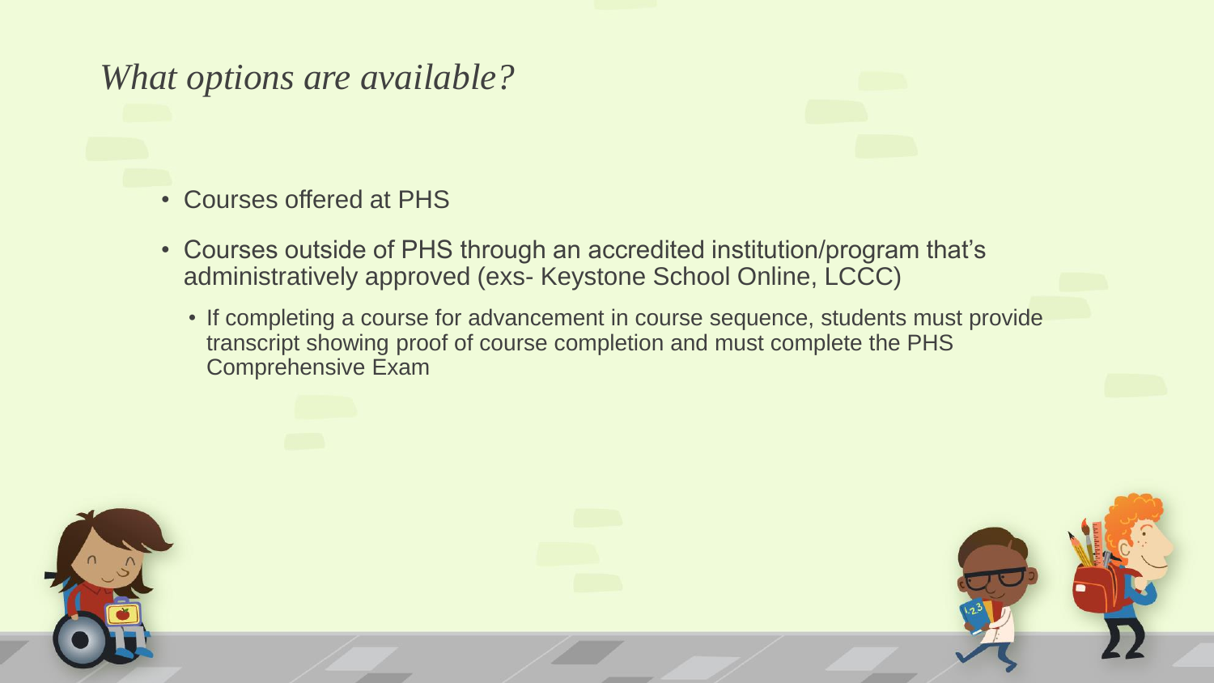# *What options are available?*

- Courses offered at PHS
- Courses outside of PHS through an accredited institution/program that's administratively approved (exs- Keystone School Online, LCCC)
  - If completing a course for advancement in course sequence, students must provide transcript showing proof of course completion and must complete the PHS Comprehensive Exam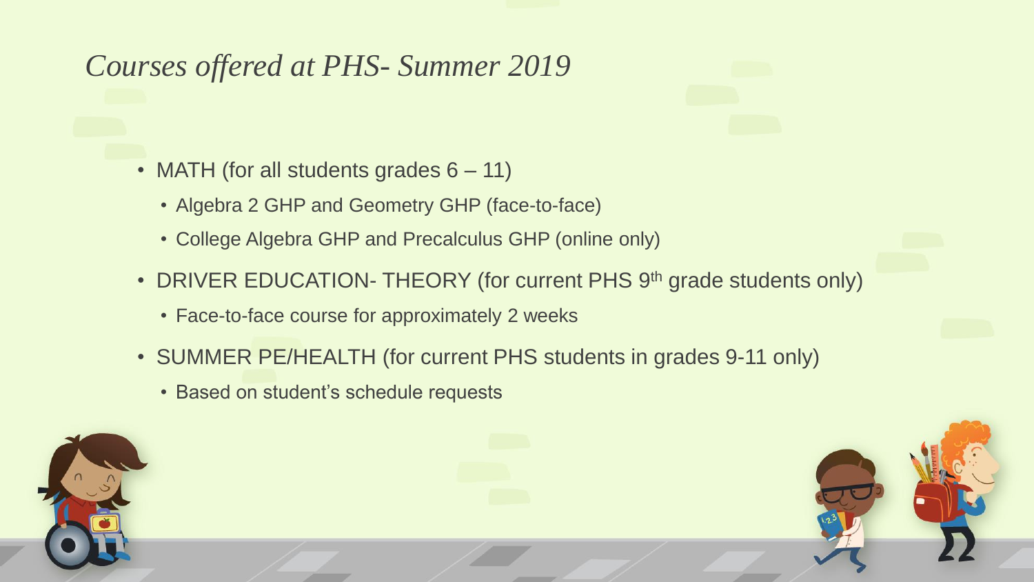# *Courses offered at PHS- Summer 2019*

- MATH (for all students grades 6 – 11)
  - Algebra 2 GHP and Geometry GHP (face-to-face)
  - College Algebra GHP and Precalculus GHP (online only)
- DRIVER EDUCATION- THEORY (for current PHS 9th grade students only)
  - Face-to-face course for approximately 2 weeks
- SUMMER PE/HEALTH (for current PHS students in grades 9-11 only)
  - Based on student's schedule requests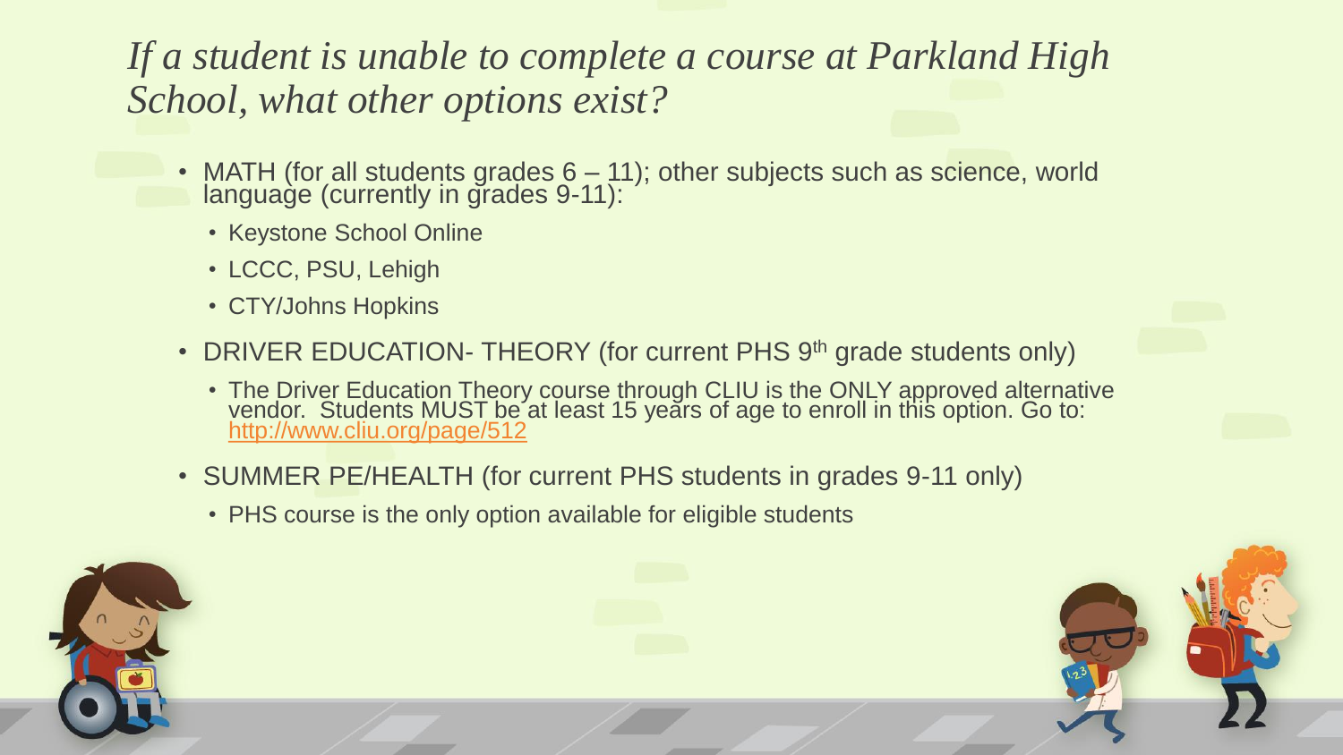# *If a student is unable to complete a course at Parkland High School, what other options exist?*

- MATH (for all students grades 6 – 11); other subjects such as science, world language (currently in grades 9-11):
  - Keystone School Online
  - LCCC, PSU, Lehigh
  - CTY/Johns Hopkins
- DRIVER EDUCATION- THEORY (for current PHS 9th grade students only)
  - The Driver Education Theory course through CLIU is the ONLY approved alternative vendor. Students MUST be at least 15 years of age to enroll in this option. Go to: [http://www.cliu.org/page/512](http://www.cliu.org/page/512)
- SUMMER PE/HEALTH (for current PHS students in grades 9-11 only)
  - PHS course is the only option available for eligible students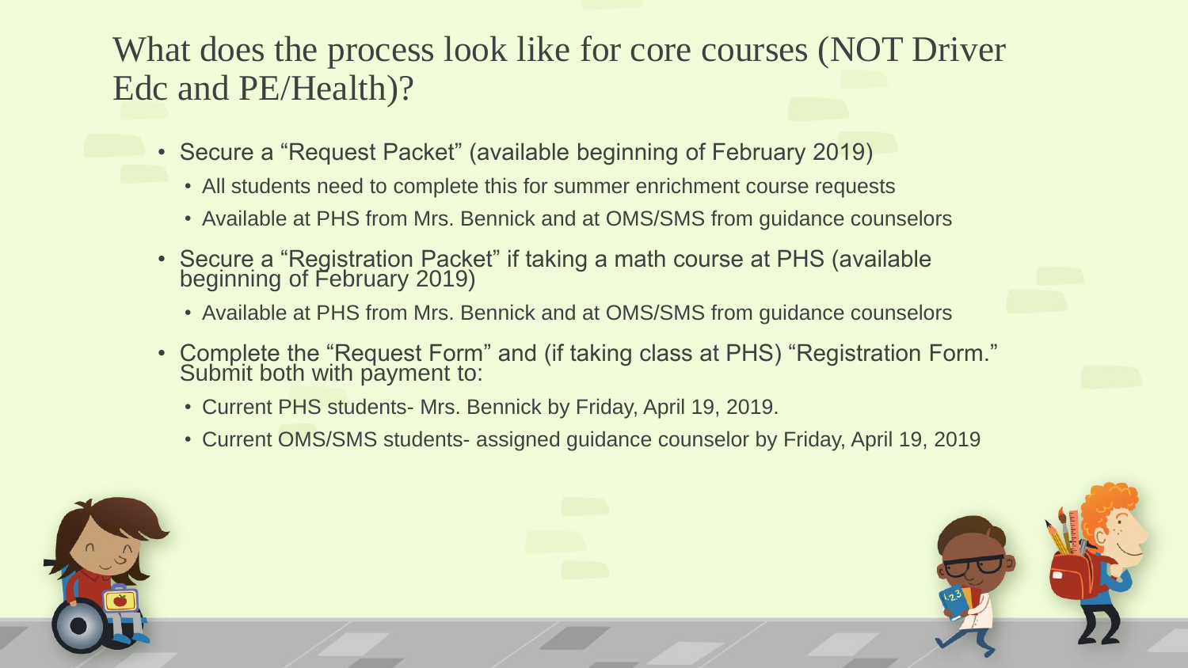# What does the process look like for core courses (NOT Driver Edc and PE/Health)?

- Secure a "Request Packet" (available beginning of February 2019)
  - All students need to complete this for summer enrichment course requests
  - Available at PHS from Mrs. Bennick and at OMS/SMS from guidance counselors
- Secure a "Registration Packet" if taking a math course at PHS (available beginning of February 2019)
  - Available at PHS from Mrs. Bennick and at OMS/SMS from guidance counselors
- Complete the "Request Form" and (if taking class at PHS) "Registration Form." Submit both with payment to:
  - Current PHS students- Mrs. Bennick by Friday, April 19, 2019.
  - Current OMS/SMS students- assigned guidance counselor by Friday, April 19, 2019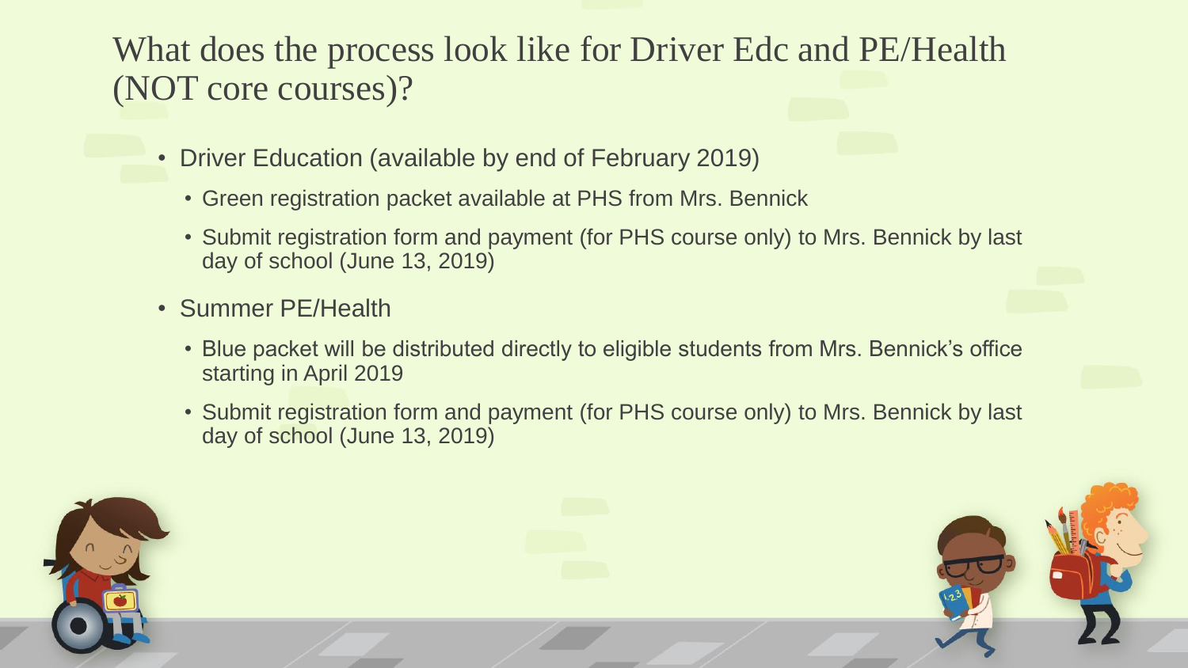# What does the process look like for Driver Edc and PE/Health (NOT core courses)?

- Driver Education (available by end of February 2019)
  - Green registration packet available at PHS from Mrs. Bennick
  - Submit registration form and payment (for PHS course only) to Mrs. Bennick by last day of school (June 13, 2019)
- Summer PE/Health
  - Blue packet will be distributed directly to eligible students from Mrs. Bennick's office starting in April 2019
  - Submit registration form and payment (for PHS course only) to Mrs. Bennick by last day of school (June 13, 2019)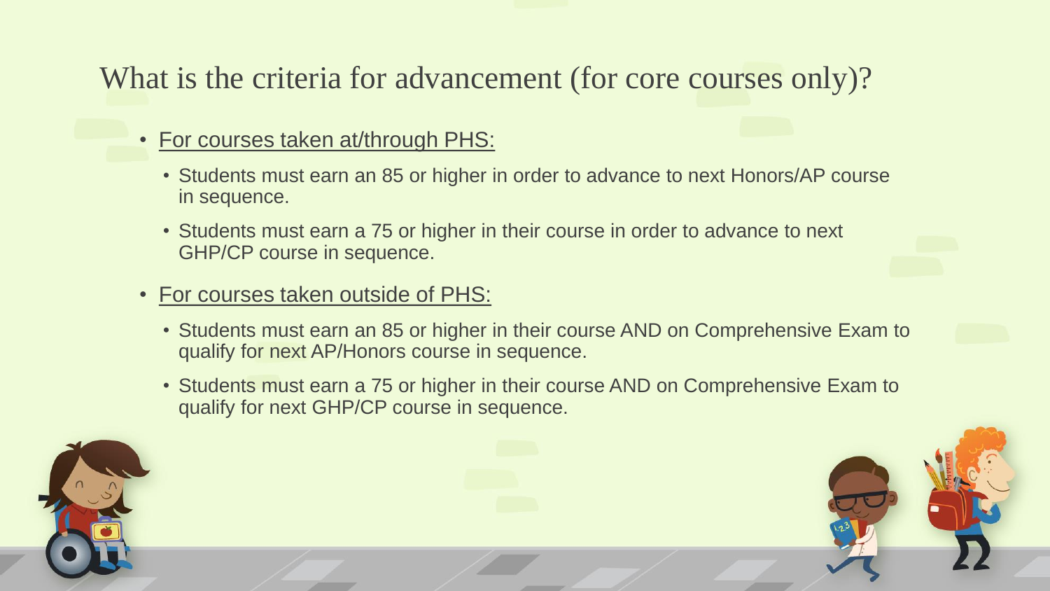# What is the criteria for advancement (for core courses only)?

- <u>For courses taken at/through PHS:</u>
  - Students must earn an 85 or higher in order to advance to next Honors/AP course in sequence.
  - Students must earn a 75 or higher in their course in order to advance to next GHP/CP course in sequence.
- <u>For courses taken outside of PHS:</u>
  - Students must earn an 85 or higher in their course AND on Comprehensive Exam to qualify for next AP/Honors course in sequence.
  - Students must earn a 75 or higher in their course AND on Comprehensive Exam to qualify for next GHP/CP course in sequence.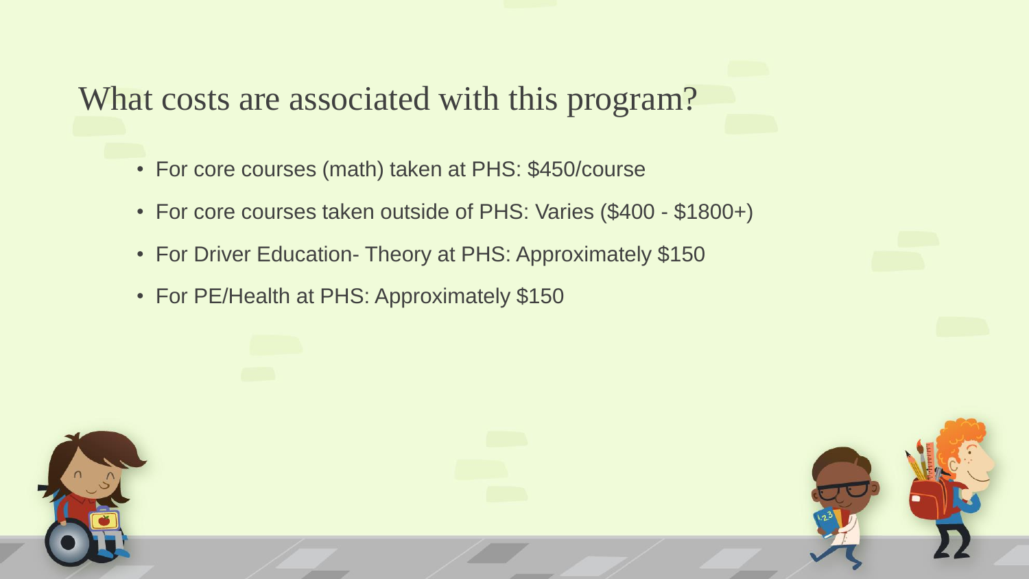# What costs are associated with this program?

- For core courses (math) taken at PHS: $450/course
- For core courses taken outside of PHS: Varies ($400 - $1800+)
- For Driver Education- Theory at PHS: Approximately $150
- For PE/Health at PHS: Approximately $150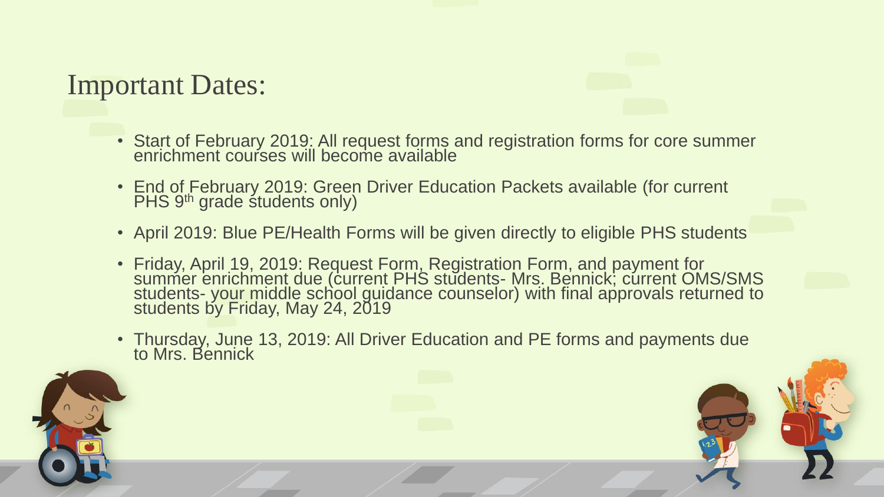# Important Dates:

- Start of February 2019: All request forms and registration forms for core summer enrichment courses will become available
- End of February 2019: Green Driver Education Packets available (for current PHS 9th grade students only)
- April 2019: Blue PE/Health Forms will be given directly to eligible PHS students
- Friday, April 19, 2019: Request Form, Registration Form, and payment for summer enrichment due (current PHS students- Mrs. Bennick; current OMS/SMS students- your middle school guidance counselor) with final approvals returned to students by Friday, May 24, 2019
- Thursday, June 13, 2019: All Driver Education and PE forms and payments due to Mrs. Bennick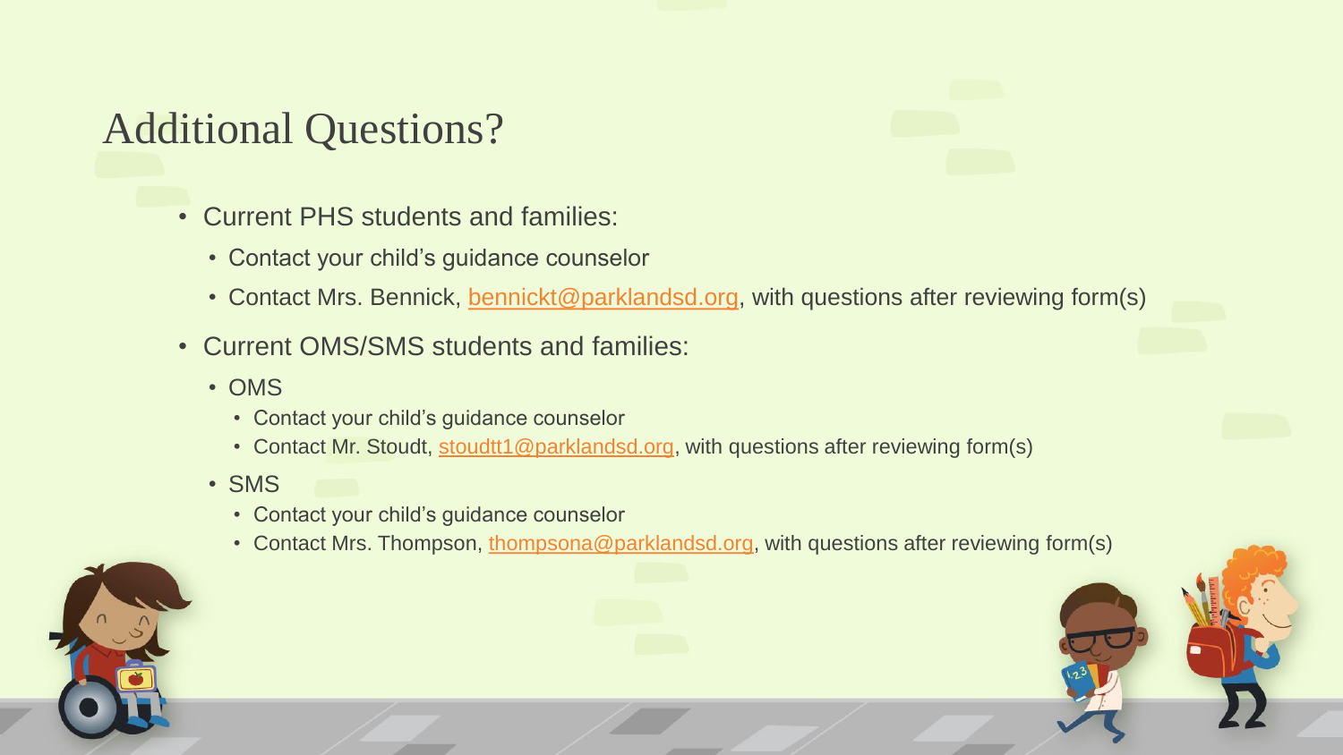# Additional Questions?

- Current PHS students and families:
  - Contact your child's guidance counselor
  - Contact Mrs. Bennick, bennickt@parklandsd.org, with questions after reviewing form(s)
- Current OMS/SMS students and families:
  - OMS
    - Contact your child's guidance counselor
    - Contact Mr. Stoudt, stoudtt1@parklandsd.org, with questions after reviewing form(s)
  - SMS
    - Contact your child's guidance counselor
    - Contact Mrs. Thompson, thompsona@parklandsd.org, with questions after reviewing form(s)